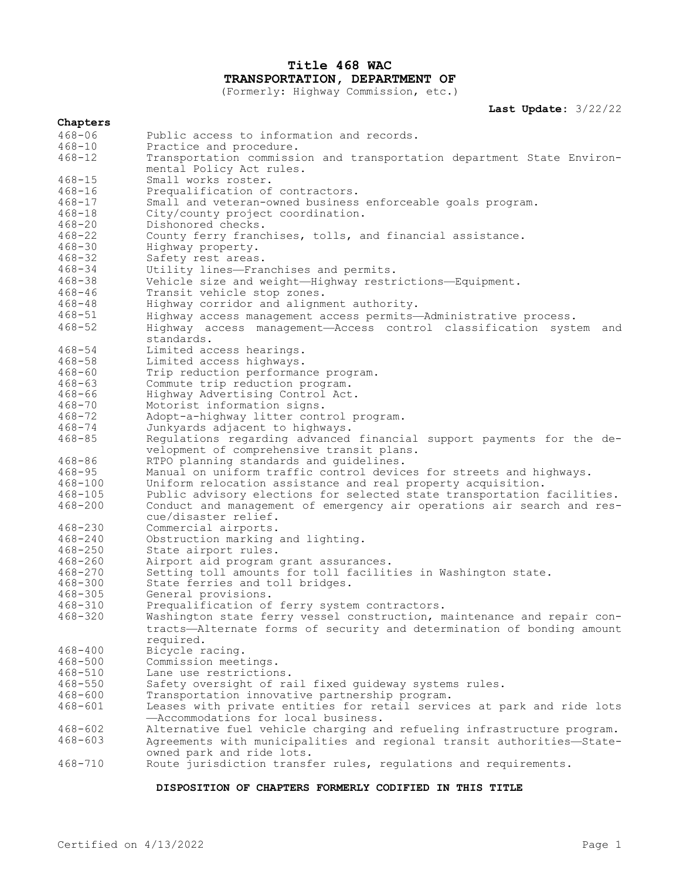# Title 468 WAC
# TRANSPORTATION, DEPARTMENT OF

(Formerly: Highway Commission, etc.)

**Last Update:** 3/22/22

**Chapters**

| | |
|---|---|
| 468-06 | Public access to information and records. |
| 468-10 | Practice and procedure. |
| 468-12 | Transportation commission and transportation department State Environmental Policy Act rules. |
| 468-15 | Small works roster. |
| 468-16 | Prequalification of contractors. |
| 468-17 | Small and veteran-owned business enforceable goals program. |
| 468-18 | City/county project coordination. |
| 468-20 | Dishonored checks. |
| 468-22 | County ferry franchises, tolls, and financial assistance. |
| 468-30 | Highway property. |
| 468-32 | Safety rest areas. |
| 468-34 | Utility lines—Franchises and permits. |
| 468-38 | Vehicle size and weight—Highway restrictions—Equipment. |
| 468-46 | Transit vehicle stop zones. |
| 468-48 | Highway corridor and alignment authority. |
| 468-51 | Highway access management access permits—Administrative process. |
| 468-52 | Highway access management—Access control classification system and standards. |
| 468-54 | Limited access hearings. |
| 468-58 | Limited access highways. |
| 468-60 | Trip reduction performance program. |
| 468-63 | Commute trip reduction program. |
| 468-66 | Highway Advertising Control Act. |
| 468-70 | Motorist information signs. |
| 468-72 | Adopt-a-highway litter control program. |
| 468-74 | Junkyards adjacent to highways. |
| 468-85 | Regulations regarding advanced financial support payments for the development of comprehensive transit plans. |
| 468-86 | RTPO planning standards and guidelines. |
| 468-95 | Manual on uniform traffic control devices for streets and highways. |
| 468-100 | Uniform relocation assistance and real property acquisition. |
| 468-105 | Public advisory elections for selected state transportation facilities. |
| 468-200 | Conduct and management of emergency air operations air search and rescue/disaster relief. |
| 468-230 | Commercial airports. |
| 468-240 | Obstruction marking and lighting. |
| 468-250 | State airport rules. |
| 468-260 | Airport aid program grant assurances. |
| 468-270 | Setting toll amounts for toll facilities in Washington state. |
| 468-300 | State ferries and toll bridges. |
| 468-305 | General provisions. |
| 468-310 | Prequalification of ferry system contractors. |
| 468-320 | Washington state ferry vessel construction, maintenance and repair contracts—Alternate forms of security and determination of bonding amount required. |
| 468-400 | Bicycle racing. |
| 468-500 | Commission meetings. |
| 468-510 | Lane use restrictions. |
| 468-550 | Safety oversight of rail fixed guideway systems rules. |
| 468-600 | Transportation innovative partnership program. |
| 468-601 | Leases with private entities for retail services at park and ride lots—Accommodations for local business. |
| 468-602 | Alternative fuel vehicle charging and refueling infrastructure program. |
| 468-603 | Agreements with municipalities and regional transit authorities—State-owned park and ride lots. |
| 468-710 | Route jurisdiction transfer rules, regulations and requirements. |

**DISPOSITION OF CHAPTERS FORMERLY CODIFIED IN THIS TITLE**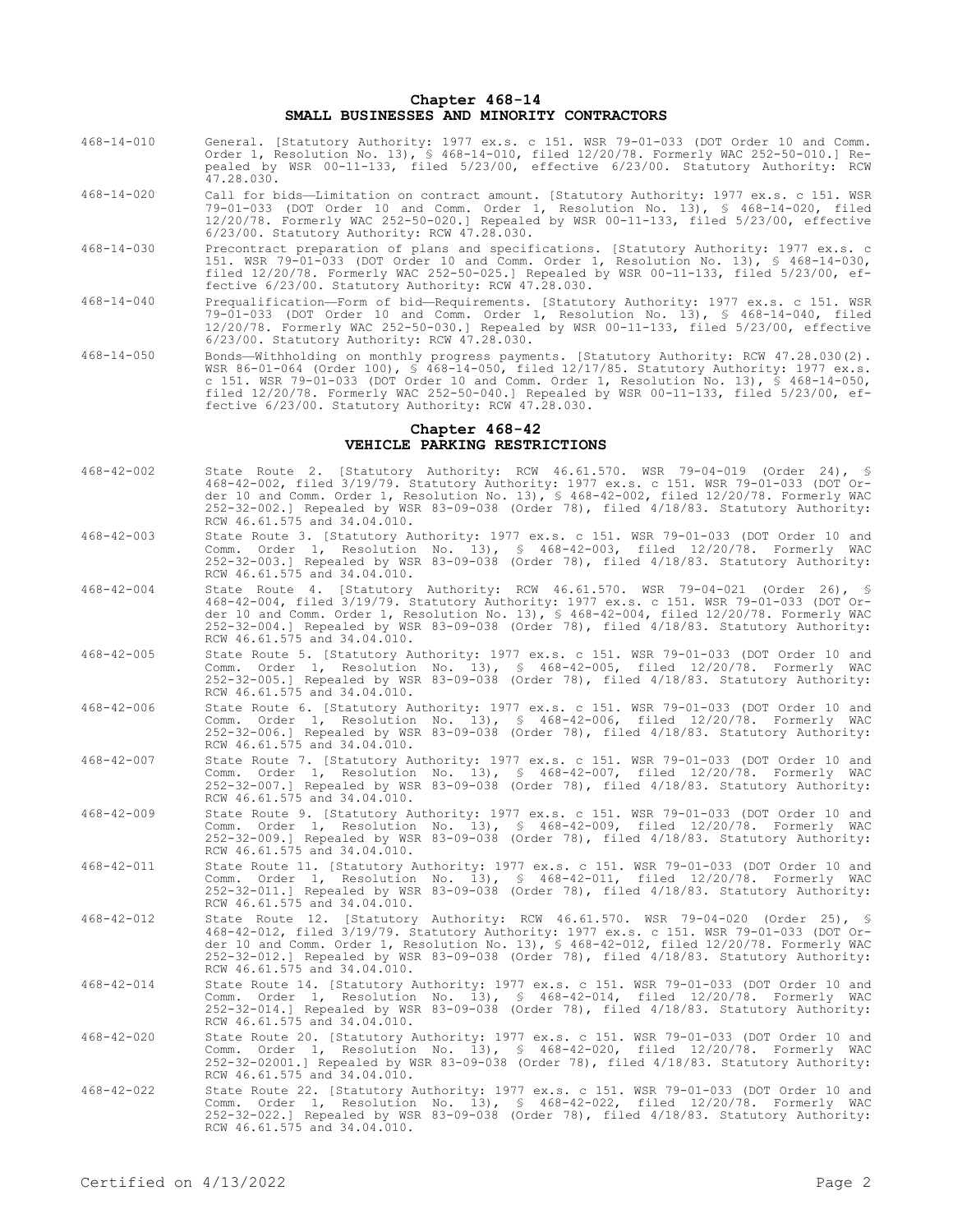## Chapter 468-14
## SMALL BUSINESSES AND MINORITY CONTRACTORS

468-14-010 General. [Statutory Authority: 1977 ex.s. c 151. WSR 79-01-033 (DOT Order 10 and Comm. Order 1, Resolution No. 13), § 468-14-010, filed 12/20/78. Formerly WAC 252-50-010.] Repealed by WSR 00-11-133, filed 5/23/00, effective 6/23/00. Statutory Authority: RCW 47.28.030.

468-14-020 Call for bids—Limitation on contract amount. [Statutory Authority: 1977 ex.s. c 151. WSR 79-01-033 (DOT Order 10 and Comm. Order 1, Resolution No. 13), § 468-14-020, filed 12/20/78. Formerly WAC 252-50-020.] Repealed by WSR 00-11-133, filed 5/23/00, effective 6/23/00. Statutory Authority: RCW 47.28.030.

468-14-030 Precontract preparation of plans and specifications. [Statutory Authority: 1977 ex.s. c 151. WSR 79-01-033 (DOT Order 10 and Comm. Order 1, Resolution No. 13), § 468-14-030, filed 12/20/78. Formerly WAC 252-50-025.] Repealed by WSR 00-11-133, filed 5/23/00, effective 6/23/00. Statutory Authority: RCW 47.28.030.

468-14-040 Prequalification—Form of bid—Requirements. [Statutory Authority: 1977 ex.s. c 151. WSR 79-01-033 (DOT Order 10 and Comm. Order 1, Resolution No. 13), § 468-14-040, filed 12/20/78. Formerly WAC 252-50-030.] Repealed by WSR 00-11-133, filed 5/23/00, effective 6/23/00. Statutory Authority: RCW 47.28.030.

468-14-050 Bonds—Withholding on monthly progress payments. [Statutory Authority: RCW 47.28.030(2). WSR 86-01-064 (Order 100), § 468-14-050, filed 12/17/85. Statutory Authority: 1977 ex.s. c 151. WSR 79-01-033 (DOT Order 10 and Comm. Order 1, Resolution No. 13), § 468-14-050, filed 12/20/78. Formerly WAC 252-50-040.] Repealed by WSR 00-11-133, filed 5/23/00, effective 6/23/00. Statutory Authority: RCW 47.28.030.

## Chapter 468-42
## VEHICLE PARKING RESTRICTIONS

468-42-002 State Route 2. [Statutory Authority: RCW 46.61.570. WSR 79-04-019 (Order 24), § 468-42-002, filed 3/19/79. Statutory Authority: 1977 ex.s. c 151. WSR 79-01-033 (DOT Order 10 and Comm. Order 1, Resolution No. 13), § 468-42-002, filed 12/20/78. Formerly WAC 252-32-002.] Repealed by WSR 83-09-038 (Order 78), filed 4/18/83. Statutory Authority: RCW 46.61.575 and 34.04.010.

468-42-003 State Route 3. [Statutory Authority: 1977 ex.s. c 151. WSR 79-01-033 (DOT Order 10 and Comm. Order 1, Resolution No. 13), § 468-42-003, filed 12/20/78. Formerly WAC 252-32-003.] Repealed by WSR 83-09-038 (Order 78), filed 4/18/83. Statutory Authority: RCW 46.61.575 and 34.04.010.

468-42-004 State Route 4. [Statutory Authority: RCW 46.61.570. WSR 79-04-021 (Order 26), § 468-42-004, filed 3/19/79. Statutory Authority: 1977 ex.s. c 151. WSR 79-01-033 (DOT Order 10 and Comm. Order 1, Resolution No. 13), § 468-42-004, filed 12/20/78. Formerly WAC 252-32-004.] Repealed by WSR 83-09-038 (Order 78), filed 4/18/83. Statutory Authority: RCW 46.61.575 and 34.04.010.

468-42-005 State Route 5. [Statutory Authority: 1977 ex.s. c 151. WSR 79-01-033 (DOT Order 10 and Comm. Order 1, Resolution No. 13), § 468-42-005, filed 12/20/78. Formerly WAC 252-32-005.] Repealed by WSR 83-09-038 (Order 78), filed 4/18/83. Statutory Authority: RCW 46.61.575 and 34.04.010.

468-42-006 State Route 6. [Statutory Authority: 1977 ex.s. c 151. WSR 79-01-033 (DOT Order 10 and Comm. Order 1, Resolution No. 13), § 468-42-006, filed 12/20/78. Formerly WAC 252-32-006.] Repealed by WSR 83-09-038 (Order 78), filed 4/18/83. Statutory Authority: RCW 46.61.575 and 34.04.010.

468-42-007 State Route 7. [Statutory Authority: 1977 ex.s. c 151. WSR 79-01-033 (DOT Order 10 and Comm. Order 1, Resolution No. 13), § 468-42-007, filed 12/20/78. Formerly WAC 252-32-007.] Repealed by WSR 83-09-038 (Order 78), filed 4/18/83. Statutory Authority: RCW 46.61.575 and 34.04.010.

468-42-009 State Route 9. [Statutory Authority: 1977 ex.s. c 151. WSR 79-01-033 (DOT Order 10 and Comm. Order 1, Resolution No. 13), § 468-42-009, filed 12/20/78. Formerly WAC 252-32-009.] Repealed by WSR 83-09-038 (Order 78), filed 4/18/83. Statutory Authority: RCW 46.61.575 and 34.04.010.

468-42-011 State Route 11. [Statutory Authority: 1977 ex.s. c 151. WSR 79-01-033 (DOT Order 10 and Comm. Order 1, Resolution No. 13), § 468-42-011, filed 12/20/78. Formerly WAC 252-32-011.] Repealed by WSR 83-09-038 (Order 78), filed 4/18/83. Statutory Authority: RCW 46.61.575 and 34.04.010.

468-42-012 State Route 12. [Statutory Authority: RCW 46.61.570. WSR 79-04-020 (Order 25), § 468-42-012, filed 3/19/79. Statutory Authority: 1977 ex.s. c 151. WSR 79-01-033 (DOT Order 10 and Comm. Order 1, Resolution No. 13), § 468-42-012, filed 12/20/78. Formerly WAC 252-32-012.] Repealed by WSR 83-09-038 (Order 78), filed 4/18/83. Statutory Authority: RCW 46.61.575 and 34.04.010.

468-42-014 State Route 14. [Statutory Authority: 1977 ex.s. c 151. WSR 79-01-033 (DOT Order 10 and Comm. Order 1, Resolution No. 13), § 468-42-014, filed 12/20/78. Formerly WAC 252-32-014.] Repealed by WSR 83-09-038 (Order 78), filed 4/18/83. Statutory Authority: RCW 46.61.575 and 34.04.010.

468-42-020 State Route 20. [Statutory Authority: 1977 ex.s. c 151. WSR 79-01-033 (DOT Order 10 and Comm. Order 1, Resolution No. 13), § 468-42-020, filed 12/20/78. Formerly WAC 252-32-02001.] Repealed by WSR 83-09-038 (Order 78), filed 4/18/83. Statutory Authority: RCW 46.61.575 and 34.04.010.

468-42-022 State Route 22. [Statutory Authority: 1977 ex.s. c 151. WSR 79-01-033 (DOT Order 10 and Comm. Order 1, Resolution No. 13), § 468-42-022, filed 12/20/78. Formerly WAC 252-32-022.] Repealed by WSR 83-09-038 (Order 78), filed 4/18/83. Statutory Authority: RCW 46.61.575 and 34.04.010.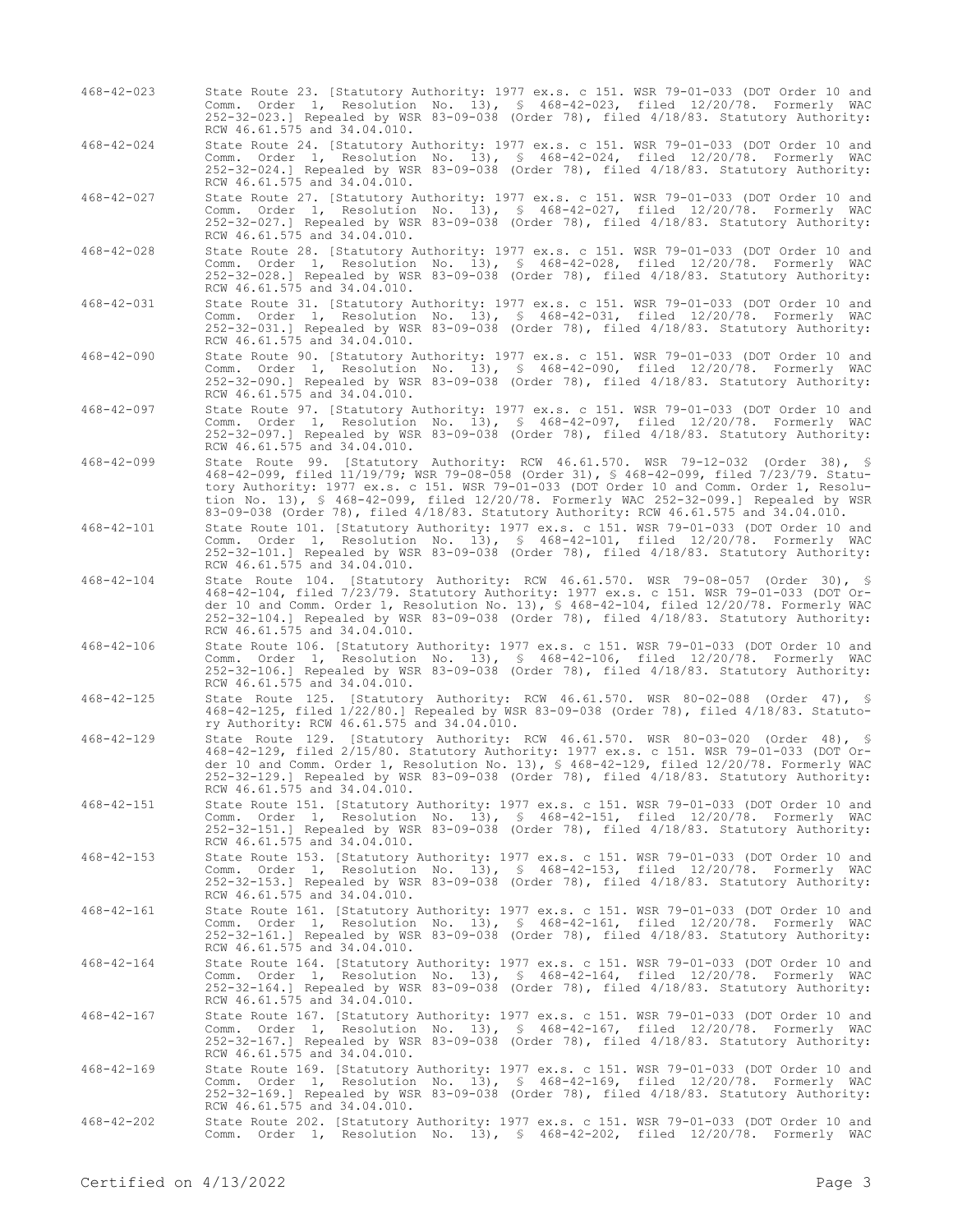468-42-023 State Route 23. [Statutory Authority: 1977 ex.s. c 151. WSR 79-01-033 (DOT Order 10 and Comm. Order 1, Resolution No. 13), § 468-42-023, filed 12/20/78. Formerly WAC 252-32-023.] Repealed by WSR 83-09-038 (Order 78), filed 4/18/83. Statutory Authority: RCW 46.61.575 and 34.04.010.

468-42-024 State Route 24. [Statutory Authority: 1977 ex.s. c 151. WSR 79-01-033 (DOT Order 10 and Comm. Order 1, Resolution No. 13), § 468-42-024, filed 12/20/78. Formerly WAC 252-32-024.] Repealed by WSR 83-09-038 (Order 78), filed 4/18/83. Statutory Authority: RCW 46.61.575 and 34.04.010.

468-42-027 State Route 27. [Statutory Authority: 1977 ex.s. c 151. WSR 79-01-033 (DOT Order 10 and Comm. Order 1, Resolution No. 13), § 468-42-027, filed 12/20/78. Formerly WAC 252-32-027.] Repealed by WSR 83-09-038 (Order 78), filed 4/18/83. Statutory Authority: RCW 46.61.575 and 34.04.010.

468-42-028 State Route 28. [Statutory Authority: 1977 ex.s. c 151. WSR 79-01-033 (DOT Order 10 and Comm. Order 1, Resolution No. 13), § 468-42-028, filed 12/20/78. Formerly WAC 252-32-028.] Repealed by WSR 83-09-038 (Order 78), filed 4/18/83. Statutory Authority: RCW 46.61.575 and 34.04.010.

468-42-031 State Route 31. [Statutory Authority: 1977 ex.s. c 151. WSR 79-01-033 (DOT Order 10 and Comm. Order 1, Resolution No. 13), § 468-42-031, filed 12/20/78. Formerly WAC 252-32-031.] Repealed by WSR 83-09-038 (Order 78), filed 4/18/83. Statutory Authority: RCW 46.61.575 and 34.04.010.

468-42-090 State Route 90. [Statutory Authority: 1977 ex.s. c 151. WSR 79-01-033 (DOT Order 10 and Comm. Order 1, Resolution No. 13), § 468-42-090, filed 12/20/78. Formerly WAC 252-32-090.] Repealed by WSR 83-09-038 (Order 78), filed 4/18/83. Statutory Authority: RCW 46.61.575 and 34.04.010.

468-42-097 State Route 97. [Statutory Authority: 1977 ex.s. c 151. WSR 79-01-033 (DOT Order 10 and Comm. Order 1, Resolution No. 13), § 468-42-097, filed 12/20/78. Formerly WAC 252-32-097.] Repealed by WSR 83-09-038 (Order 78), filed 4/18/83. Statutory Authority: RCW 46.61.575 and 34.04.010.

468-42-099 State Route 99. [Statutory Authority: RCW 46.61.570. WSR 79-12-032 (Order 38), § 468-42-099, filed 11/19/79; WSR 79-08-058 (Order 31), § 468-42-099, filed 7/23/79. Statutory Authority: 1977 ex.s. c 151. WSR 79-01-033 (DOT Order 10 and Comm. Order 1, Resolution No. 13), § 468-42-099, filed 12/20/78. Formerly WAC 252-32-099.] Repealed by WSR 83-09-038 (Order 78), filed 4/18/83. Statutory Authority: RCW 46.61.575 and 34.04.010.

468-42-101 State Route 101. [Statutory Authority: 1977 ex.s. c 151. WSR 79-01-033 (DOT Order 10 and Comm. Order 1, Resolution No. 13), § 468-42-101, filed 12/20/78. Formerly WAC 252-32-101.] Repealed by WSR 83-09-038 (Order 78), filed 4/18/83. Statutory Authority: RCW 46.61.575 and 34.04.010.

468-42-104 State Route 104. [Statutory Authority: RCW 46.61.570. WSR 79-08-057 (Order 30), § 468-42-104, filed 7/23/79. Statutory Authority: 1977 ex.s. c 151. WSR 79-01-033 (DOT Order 10 and Comm. Order 1, Resolution No. 13), § 468-42-104, filed 12/20/78. Formerly WAC 252-32-104.] Repealed by WSR 83-09-038 (Order 78), filed 4/18/83. Statutory Authority: RCW 46.61.575 and 34.04.010.

468-42-106 State Route 106. [Statutory Authority: 1977 ex.s. c 151. WSR 79-01-033 (DOT Order 10 and Comm. Order 1, Resolution No. 13), § 468-42-106, filed 12/20/78. Formerly WAC 252-32-106.] Repealed by WSR 83-09-038 (Order 78), filed 4/18/83. Statutory Authority: RCW 46.61.575 and 34.04.010.

468-42-125 State Route 125. [Statutory Authority: RCW 46.61.570. WSR 80-02-088 (Order 47), § 468-42-125, filed 1/22/80.] Repealed by WSR 83-09-038 (Order 78), filed 4/18/83. Statutory Authority: RCW 46.61.575 and 34.04.010.

468-42-129 State Route 129. [Statutory Authority: RCW 46.61.570. WSR 80-03-020 (Order 48), § 468-42-129, filed 2/15/80. Statutory Authority: 1977 ex.s. c 151. WSR 79-01-033 (DOT Order 10 and Comm. Order 1, Resolution No. 13), § 468-42-129, filed 12/20/78. Formerly WAC 252-32-129.] Repealed by WSR 83-09-038 (Order 78), filed 4/18/83. Statutory Authority: RCW 46.61.575 and 34.04.010.

468-42-151 State Route 151. [Statutory Authority: 1977 ex.s. c 151. WSR 79-01-033 (DOT Order 10 and Comm. Order 1, Resolution No. 13), § 468-42-151, filed 12/20/78. Formerly WAC 252-32-151.] Repealed by WSR 83-09-038 (Order 78), filed 4/18/83. Statutory Authority: RCW 46.61.575 and 34.04.010.

468-42-153 State Route 153. [Statutory Authority: 1977 ex.s. c 151. WSR 79-01-033 (DOT Order 10 and Comm. Order 1, Resolution No. 13), § 468-42-153, filed 12/20/78. Formerly WAC 252-32-153.] Repealed by WSR 83-09-038 (Order 78), filed 4/18/83. Statutory Authority: RCW 46.61.575 and 34.04.010.

468-42-161 State Route 161. [Statutory Authority: 1977 ex.s. c 151. WSR 79-01-033 (DOT Order 10 and Comm. Order 1, Resolution No. 13), § 468-42-161, filed 12/20/78. Formerly WAC 252-32-161.] Repealed by WSR 83-09-038 (Order 78), filed 4/18/83. Statutory Authority: RCW 46.61.575 and 34.04.010.

468-42-164 State Route 164. [Statutory Authority: 1977 ex.s. c 151. WSR 79-01-033 (DOT Order 10 and Comm. Order 1, Resolution No. 13), § 468-42-164, filed 12/20/78. Formerly WAC 252-32-164.] Repealed by WSR 83-09-038 (Order 78), filed 4/18/83. Statutory Authority: RCW 46.61.575 and 34.04.010.

468-42-167 State Route 167. [Statutory Authority: 1977 ex.s. c 151. WSR 79-01-033 (DOT Order 10 and Comm. Order 1, Resolution No. 13), § 468-42-167, filed 12/20/78. Formerly WAC 252-32-167.] Repealed by WSR 83-09-038 (Order 78), filed 4/18/83. Statutory Authority: RCW 46.61.575 and 34.04.010.

468-42-169 State Route 169. [Statutory Authority: 1977 ex.s. c 151. WSR 79-01-033 (DOT Order 10 and Comm. Order 1, Resolution No. 13), § 468-42-169, filed 12/20/78. Formerly WAC 252-32-169.] Repealed by WSR 83-09-038 (Order 78), filed 4/18/83. Statutory Authority: RCW 46.61.575 and 34.04.010.

468-42-202 State Route 202. [Statutory Authority: 1977 ex.s. c 151. WSR 79-01-033 (DOT Order 10 and Comm. Order 1, Resolution No. 13), § 468-42-202, filed 12/20/78. Formerly WAC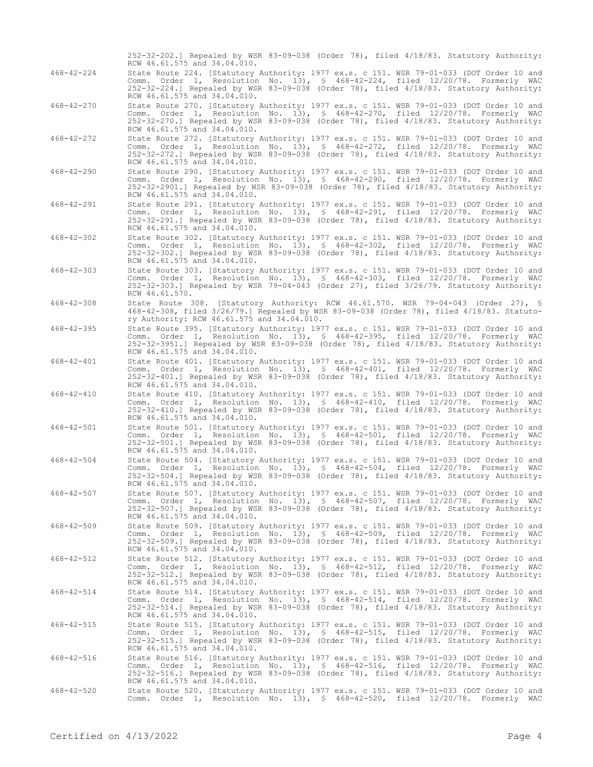252-32-202.] Repealed by WSR 83-09-038 (Order 78), filed 4/18/83. Statutory Authority: RCW 46.61.575 and 34.04.010.

468-42-224 State Route 224. [Statutory Authority: 1977 ex.s. c 151. WSR 79-01-033 (DOT Order 10 and Comm. Order 1, Resolution No. 13), § 468-42-224, filed 12/20/78. Formerly WAC 252-32-224.] Repealed by WSR 83-09-038 (Order 78), filed 4/18/83. Statutory Authority: RCW 46.61.575 and 34.04.010.

468-42-270 State Route 270. [Statutory Authority: 1977 ex.s. c 151. WSR 79-01-033 (DOT Order 10 and Comm. Order 1, Resolution No. 13), § 468-42-270, filed 12/20/78. Formerly WAC 252-32-270.] Repealed by WSR 83-09-038 (Order 78), filed 4/18/83. Statutory Authority: RCW 46.61.575 and 34.04.010.

468-42-272 State Route 272. [Statutory Authority: 1977 ex.s. c 151. WSR 79-01-033 (DOT Order 10 and Comm. Order 1, Resolution No. 13), § 468-42-272, filed 12/20/78. Formerly WAC 252-32-272.] Repealed by WSR 83-09-038 (Order 78), filed 4/18/83. Statutory Authority: RCW 46.61.575 and 34.04.010.

468-42-290 State Route 290. [Statutory Authority: 1977 ex.s. c 151. WSR 79-01-033 (DOT Order 10 and Comm. Order 1, Resolution No. 13), § 468-42-290, filed 12/20/78. Formerly WAC 252-32-2901.] Repealed by WSR 83-09-038 (Order 78), filed 4/18/83. Statutory Authority: RCW 46.61.575 and 34.04.010.

468-42-291 State Route 291. [Statutory Authority: 1977 ex.s. c 151. WSR 79-01-033 (DOT Order 10 and Comm. Order 1, Resolution No. 13), § 468-42-291, filed 12/20/78. Formerly WAC 252-32-291.] Repealed by WSR 83-09-038 (Order 78), filed 4/18/83. Statutory Authority: RCW 46.61.575 and 34.04.010.

468-42-302 State Route 302. [Statutory Authority: 1977 ex.s. c 151. WSR 79-01-033 (DOT Order 10 and Comm. Order 1, Resolution No. 13), § 468-42-302, filed 12/20/78. Formerly WAC 252-32-302.] Repealed by WSR 83-09-038 (Order 78), filed 4/18/83. Statutory Authority: RCW 46.61.575 and 34.04.010.

468-42-303 State Route 303. [Statutory Authority: 1977 ex.s. c 151. WSR 79-01-033 (DOT Order 10 and Comm. Order 1, Resolution No. 13), § 468-42-303, filed 12/20/78. Formerly WAC 252-32-303.] Repealed by WSR 79-04-043 (Order 27), filed 3/26/79. Statutory Authority: RCW 46.61.570.

468-42-308 State Route 308. [Statutory Authority: RCW 46.61.570. WSR 79-04-043 (Order 27), § 468-42-308, filed 3/26/79.] Repealed by WSR 83-09-038 (Order 78), filed 4/18/83. Statutory Authority: RCW 46.61.575 and 34.04.010.

468-42-395 State Route 395. [Statutory Authority: 1977 ex.s. c 151. WSR 79-01-033 (DOT Order 10 and Comm. Order 1, Resolution No. 13), § 468-42-395, filed 12/20/78. Formerly WAC 252-32-3951.] Repealed by WSR 83-09-038 (Order 78), filed 4/18/83. Statutory Authority: RCW 46.61.575 and 34.04.010.

468-42-401 State Route 401. [Statutory Authority: 1977 ex.s. c 151. WSR 79-01-033 (DOT Order 10 and Comm. Order 1, Resolution No. 13), § 468-42-401, filed 12/20/78. Formerly WAC 252-32-401.] Repealed by WSR 83-09-038 (Order 78), filed 4/18/83. Statutory Authority: RCW 46.61.575 and 34.04.010.

468-42-410 State Route 410. [Statutory Authority: 1977 ex.s. c 151. WSR 79-01-033 (DOT Order 10 and Comm. Order 1, Resolution No. 13), § 468-42-410, filed 12/20/78. Formerly WAC 252-32-410.] Repealed by WSR 83-09-038 (Order 78), filed 4/18/83. Statutory Authority: RCW 46.61.575 and 34.04.010.

468-42-501 State Route 501. [Statutory Authority: 1977 ex.s. c 151. WSR 79-01-033 (DOT Order 10 and Comm. Order 1, Resolution No. 13), § 468-42-501, filed 12/20/78. Formerly WAC 252-32-501.] Repealed by WSR 83-09-038 (Order 78), filed 4/18/83. Statutory Authority: RCW 46.61.575 and 34.04.010.

468-42-504 State Route 504. [Statutory Authority: 1977 ex.s. c 151. WSR 79-01-033 (DOT Order 10 and Comm. Order 1, Resolution No. 13), § 468-42-504, filed 12/20/78. Formerly WAC 252-32-504.] Repealed by WSR 83-09-038 (Order 78), filed 4/18/83. Statutory Authority: RCW 46.61.575 and 34.04.010.

468-42-507 State Route 507. [Statutory Authority: 1977 ex.s. c 151. WSR 79-01-033 (DOT Order 10 and Comm. Order 1, Resolution No. 13), § 468-42-507, filed 12/20/78. Formerly WAC 252-32-507.] Repealed by WSR 83-09-038 (Order 78), filed 4/18/83. Statutory Authority: RCW 46.61.575 and 34.04.010.

468-42-509 State Route 509. [Statutory Authority: 1977 ex.s. c 151. WSR 79-01-033 (DOT Order 10 and Comm. Order 1, Resolution No. 13), § 468-42-509, filed 12/20/78. Formerly WAC 252-32-509.] Repealed by WSR 83-09-038 (Order 78), filed 4/18/83. Statutory Authority: RCW 46.61.575 and 34.04.010.

468-42-512 State Route 512. [Statutory Authority: 1977 ex.s. c 151. WSR 79-01-033 (DOT Order 10 and Comm. Order 1, Resolution No. 13), § 468-42-512, filed 12/20/78. Formerly WAC 252-32-512.] Repealed by WSR 83-09-038 (Order 78), filed 4/18/83. Statutory Authority: RCW 46.61.575 and 34.04.010.

468-42-514 State Route 514. [Statutory Authority: 1977 ex.s. c 151. WSR 79-01-033 (DOT Order 10 and Comm. Order 1, Resolution No. 13), § 468-42-514, filed 12/20/78. Formerly WAC 252-32-514.] Repealed by WSR 83-09-038 (Order 78), filed 4/18/83. Statutory Authority: RCW 46.61.575 and 34.04.010.

468-42-515 State Route 515. [Statutory Authority: 1977 ex.s. c 151. WSR 79-01-033 (DOT Order 10 and Comm. Order 1, Resolution No. 13), § 468-42-515, filed 12/20/78. Formerly WAC 252-32-515.] Repealed by WSR 83-09-038 (Order 78), filed 4/18/83. Statutory Authority: RCW 46.61.575 and 34.04.010.

468-42-516 State Route 516. [Statutory Authority: 1977 ex.s. c 151. WSR 79-01-033 (DOT Order 10 and Comm. Order 1, Resolution No. 13), § 468-42-516, filed 12/20/78. Formerly WAC 252-32-516.] Repealed by WSR 83-09-038 (Order 78), filed 4/18/83. Statutory Authority: RCW 46.61.575 and 34.04.010.

468-42-520 State Route 520. [Statutory Authority: 1977 ex.s. c 151. WSR 79-01-033 (DOT Order 10 and Comm. Order 1, Resolution No. 13), § 468-42-520, filed 12/20/78. Formerly WAC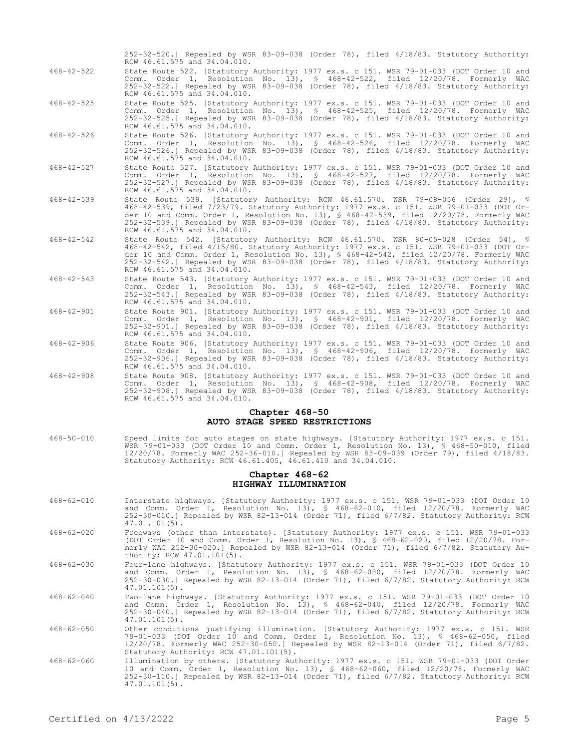252-32-520.] Repealed by WSR 83-09-038 (Order 78), filed 4/18/83. Statutory Authority: RCW 46.61.575 and 34.04.010.

468-42-522 State Route 522. [Statutory Authority: 1977 ex.s. c 151. WSR 79-01-033 (DOT Order 10 and Comm. Order 1, Resolution No. 13), § 468-42-522, filed 12/20/78. Formerly WAC 252-32-522.] Repealed by WSR 83-09-038 (Order 78), filed 4/18/83. Statutory Authority: RCW 46.61.575 and 34.04.010.

468-42-525 State Route 525. [Statutory Authority: 1977 ex.s. c 151. WSR 79-01-033 (DOT Order 10 and Comm. Order 1, Resolution No. 13), § 468-42-525, filed 12/20/78. Formerly WAC 252-32-525.] Repealed by WSR 83-09-038 (Order 78), filed 4/18/83. Statutory Authority: RCW 46.61.575 and 34.04.010.

468-42-526 State Route 526. [Statutory Authority: 1977 ex.s. c 151. WSR 79-01-033 (DOT Order 10 and Comm. Order 1, Resolution No. 13), § 468-42-526, filed 12/20/78. Formerly WAC 252-32-526.] Repealed by WSR 83-09-038 (Order 78), filed 4/18/83. Statutory Authority: RCW 46.61.575 and 34.04.010.

468-42-527 State Route 527. [Statutory Authority: 1977 ex.s. c 151. WSR 79-01-033 (DOT Order 10 and Comm. Order 1, Resolution No. 13), § 468-42-527, filed 12/20/78. Formerly WAC 252-32-527.] Repealed by WSR 83-09-038 (Order 78), filed 4/18/83. Statutory Authority: RCW 46.61.575 and 34.04.010.

468-42-539 State Route 539. [Statutory Authority: RCW 46.61.570. WSR 79-08-056 (Order 29), § 468-42-539, filed 7/23/79. Statutory Authority: 1977 ex.s. c 151. WSR 79-01-033 (DOT Order 10 and Comm. Order 1, Resolution No. 13), § 468-42-539, filed 12/20/78. Formerly WAC 252-32-539.] Repealed by WSR 83-09-038 (Order 78), filed 4/18/83. Statutory Authority: RCW 46.61.575 and 34.04.010.

468-42-542 State Route 542. [Statutory Authority: RCW 46.61.570. WSR 80-05-028 (Order 54), § 468-42-542, filed 4/15/80. Statutory Authority: 1977 ex.s. c 151. WSR 79-01-033 (DOT Order 10 and Comm. Order 1, Resolution No. 13), § 468-42-542, filed 12/20/78. Formerly WAC 252-32-542.] Repealed by WSR 83-09-038 (Order 78), filed 4/18/83. Statutory Authority: RCW 46.61.575 and 34.04.010.

468-42-543 State Route 543. [Statutory Authority: 1977 ex.s. c 151. WSR 79-01-033 (DOT Order 10 and Comm. Order 1, Resolution No. 13), § 468-42-543, filed 12/20/78. Formerly WAC 252-32-543.] Repealed by WSR 83-09-038 (Order 78), filed 4/18/83. Statutory Authority: RCW 46.61.575 and 34.04.010.

468-42-901 State Route 901. [Statutory Authority: 1977 ex.s. c 151. WSR 79-01-033 (DOT Order 10 and Comm. Order 1, Resolution No. 13), § 468-42-901, filed 12/20/78. Formerly WAC 252-32-901.] Repealed by WSR 83-09-038 (Order 78), filed 4/18/83. Statutory Authority: RCW 46.61.575 and 34.04.010.

468-42-906 State Route 906. [Statutory Authority: 1977 ex.s. c 151. WSR 79-01-033 (DOT Order 10 and Comm. Order 1, Resolution No. 13), § 468-42-906, filed 12/20/78. Formerly WAC 252-32-906.] Repealed by WSR 83-09-038 (Order 78), filed 4/18/83. Statutory Authority: RCW 46.61.575 and 34.04.010.

468-42-908 State Route 908. [Statutory Authority: 1977 ex.s. c 151. WSR 79-01-033 (DOT Order 10 and Comm. Order 1, Resolution No. 13), § 468-42-908, filed 12/20/78. Formerly WAC 252-32-908.] Repealed by WSR 83-09-038 (Order 78), filed 4/18/83. Statutory Authority: RCW 46.61.575 and 34.04.010.

## Chapter 468-50
## AUTO STAGE SPEED RESTRICTIONS

468-50-010 Speed limits for auto stages on state highways. [Statutory Authority: 1977 ex.s. c 151. WSR 79-01-033 (DOT Order 10 and Comm. Order 1, Resolution No. 13), § 468-50-010, filed 12/20/78. Formerly WAC 252-36-010.] Repealed by WSR 83-09-039 (Order 79), filed 4/18/83. Statutory Authority: RCW 46.61.405, 46.61.410 and 34.04.010.

## Chapter 468-62
## HIGHWAY ILLUMINATION

468-62-010 Interstate highways. [Statutory Authority: 1977 ex.s. c 151. WSR 79-01-033 (DOT Order 10 and Comm. Order 1, Resolution No. 13), § 468-62-010, filed 12/20/78. Formerly WAC 252-30-010.] Repealed by WSR 82-13-014 (Order 71), filed 6/7/82. Statutory Authority: RCW 47.01.101(5).

468-62-020 Freeways (other than interstate). [Statutory Authority: 1977 ex.s. c 151. WSR 79-01-033 (DOT Order 10 and Comm. Order 1, Resolution No. 13), § 468-62-020, filed 12/20/78. Formerly WAC 252-30-020.] Repealed by WSR 82-13-014 (Order 71), filed 6/7/82. Statutory Authority: RCW 47.01.101(5).

468-62-030 Four-lane highways. [Statutory Authority: 1977 ex.s. c 151. WSR 79-01-033 (DOT Order 10 and Comm. Order 1, Resolution No. 13), § 468-62-030, filed 12/20/78. Formerly WAC 252-30-030.] Repealed by WSR 82-13-014 (Order 71), filed 6/7/82. Statutory Authority: RCW 47.01.101(5).

468-62-040 Two-lane highways. [Statutory Authority: 1977 ex.s. c 151. WSR 79-01-033 (DOT Order 10 and Comm. Order 1, Resolution No. 13), § 468-62-040, filed 12/20/78. Formerly WAC 252-30-040.] Repealed by WSR 82-13-014 (Order 71), filed 6/7/82. Statutory Authority: RCW 47.01.101(5).

468-62-050 Other conditions justifying illumination. [Statutory Authority: 1977 ex.s. c 151. WSR 79-01-033 (DOT Order 10 and Comm. Order 1, Resolution No. 13), § 468-62-050, filed 12/20/78. Formerly WAC 252-30-050.] Repealed by WSR 82-13-014 (Order 71), filed 6/7/82. Statutory Authority: RCW 47.01.101(5).

468-62-060 Illumination by others. [Statutory Authority: 1977 ex.s. c 151. WSR 79-01-033 (DOT Order 10 and Comm. Order 1, Resolution No. 13), § 468-62-060, filed 12/20/78. Formerly WAC 252-30-110.] Repealed by WSR 82-13-014 (Order 71), filed 6/7/82. Statutory Authority: RCW 47.01.101(5).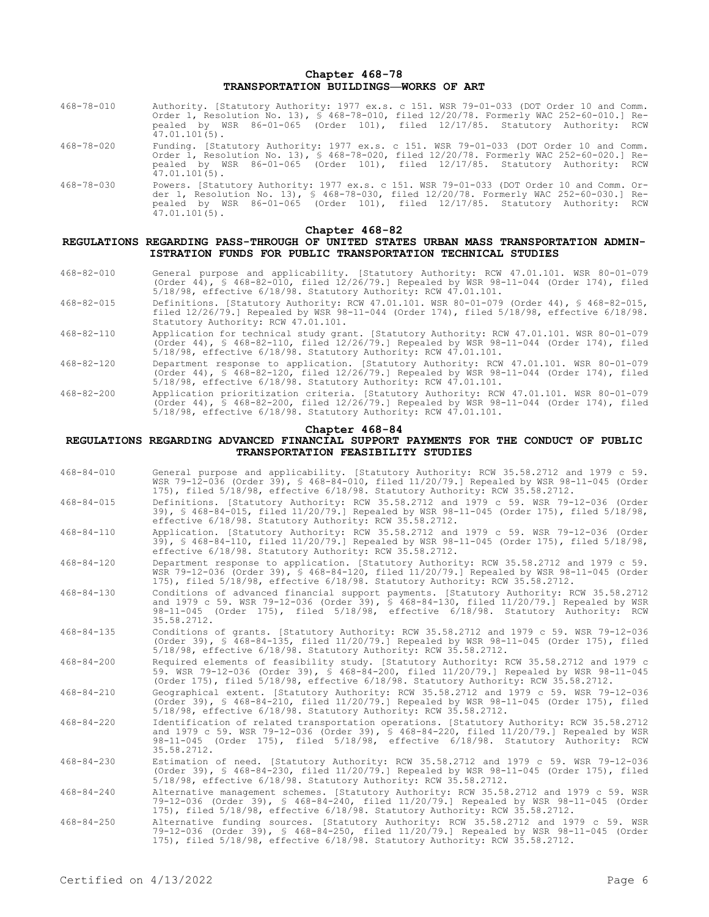## Chapter 468-78
## TRANSPORTATION BUILDINGS—WORKS OF ART

468-78-010 Authority. [Statutory Authority: 1977 ex.s. c 151. WSR 79-01-033 (DOT Order 10 and Comm. Order 1, Resolution No. 13), § 468-78-010, filed 12/20/78. Formerly WAC 252-60-010.] Repealed by WSR 86-01-065 (Order 101), filed 12/17/85. Statutory Authority: RCW 47.01.101(5).

468-78-020 Funding. [Statutory Authority: 1977 ex.s. c 151. WSR 79-01-033 (DOT Order 10 and Comm. Order 1, Resolution No. 13), § 468-78-020, filed 12/20/78. Formerly WAC 252-60-020.] Repealed by WSR 86-01-065 (Order 101), filed 12/17/85. Statutory Authority: RCW 47.01.101(5).

468-78-030 Powers. [Statutory Authority: 1977 ex.s. c 151. WSR 79-01-033 (DOT Order 10 and Comm. Order 1, Resolution No. 13), § 468-78-030, filed 12/20/78. Formerly WAC 252-60-030.] Repealed by WSR 86-01-065 (Order 101), filed 12/17/85. Statutory Authority: RCW 47.01.101(5).

## Chapter 468-82
## REGULATIONS REGARDING PASS-THROUGH OF UNITED STATES URBAN MASS TRANSPORTATION ADMINISTRATION FUNDS FOR PUBLIC TRANSPORTATION TECHNICAL STUDIES

468-82-010 General purpose and applicability. [Statutory Authority: RCW 47.01.101. WSR 80-01-079 (Order 44), § 468-82-010, filed 12/26/79.] Repealed by WSR 98-11-044 (Order 174), filed 5/18/98, effective 6/18/98. Statutory Authority: RCW 47.01.101.

468-82-015 Definitions. [Statutory Authority: RCW 47.01.101. WSR 80-01-079 (Order 44), § 468-82-015, filed 12/26/79.] Repealed by WSR 98-11-044 (Order 174), filed 5/18/98, effective 6/18/98. Statutory Authority: RCW 47.01.101.

468-82-110 Application for technical study grant. [Statutory Authority: RCW 47.01.101. WSR 80-01-079 (Order 44), § 468-82-110, filed 12/26/79.] Repealed by WSR 98-11-044 (Order 174), filed 5/18/98, effective 6/18/98. Statutory Authority: RCW 47.01.101.

468-82-120 Department response to application. [Statutory Authority: RCW 47.01.101. WSR 80-01-079 (Order 44), § 468-82-120, filed 12/26/79.] Repealed by WSR 98-11-044 (Order 174), filed 5/18/98, effective 6/18/98. Statutory Authority: RCW 47.01.101.

468-82-200 Application prioritization criteria. [Statutory Authority: RCW 47.01.101. WSR 80-01-079 (Order 44), § 468-82-200, filed 12/26/79.] Repealed by WSR 98-11-044 (Order 174), filed 5/18/98, effective 6/18/98. Statutory Authority: RCW 47.01.101.

## Chapter 468-84
## REGULATIONS REGARDING ADVANCED FINANCIAL SUPPORT PAYMENTS FOR THE CONDUCT OF PUBLIC TRANSPORTATION FEASIBILITY STUDIES

468-84-010 General purpose and applicability. [Statutory Authority: RCW 35.58.2712 and 1979 c 59. WSR 79-12-036 (Order 39), § 468-84-010, filed 11/20/79.] Repealed by WSR 98-11-045 (Order 175), filed 5/18/98, effective 6/18/98. Statutory Authority: RCW 35.58.2712.

468-84-015 Definitions. [Statutory Authority: RCW 35.58.2712 and 1979 c 59. WSR 79-12-036 (Order 39), § 468-84-015, filed 11/20/79.] Repealed by WSR 98-11-045 (Order 175), filed 5/18/98, effective 6/18/98. Statutory Authority: RCW 35.58.2712.

468-84-110 Application. [Statutory Authority: RCW 35.58.2712 and 1979 c 59. WSR 79-12-036 (Order 39), § 468-84-110, filed 11/20/79.] Repealed by WSR 98-11-045 (Order 175), filed 5/18/98, effective 6/18/98. Statutory Authority: RCW 35.58.2712.

468-84-120 Department response to application. [Statutory Authority: RCW 35.58.2712 and 1979 c 59. WSR 79-12-036 (Order 39), § 468-84-120, filed 11/20/79.] Repealed by WSR 98-11-045 (Order 175), filed 5/18/98, effective 6/18/98. Statutory Authority: RCW 35.58.2712.

468-84-130 Conditions of advanced financial support payments. [Statutory Authority: RCW 35.58.2712 and 1979 c 59. WSR 79-12-036 (Order 39), § 468-84-130, filed 11/20/79.] Repealed by WSR 98-11-045 (Order 175), filed 5/18/98, effective 6/18/98. Statutory Authority: RCW 35.58.2712.

468-84-135 Conditions of grants. [Statutory Authority: RCW 35.58.2712 and 1979 c 59. WSR 79-12-036 (Order 39), § 468-84-135, filed 11/20/79.] Repealed by WSR 98-11-045 (Order 175), filed 5/18/98, effective 6/18/98. Statutory Authority: RCW 35.58.2712.

468-84-200 Required elements of feasibility study. [Statutory Authority: RCW 35.58.2712 and 1979 c 59. WSR 79-12-036 (Order 39), § 468-84-200, filed 11/20/79.] Repealed by WSR 98-11-045 (Order 175), filed 5/18/98, effective 6/18/98. Statutory Authority: RCW 35.58.2712.

468-84-210 Geographical extent. [Statutory Authority: RCW 35.58.2712 and 1979 c 59. WSR 79-12-036 (Order 39), § 468-84-210, filed 11/20/79.] Repealed by WSR 98-11-045 (Order 175), filed 5/18/98, effective 6/18/98. Statutory Authority: RCW 35.58.2712.

468-84-220 Identification of related transportation operations. [Statutory Authority: RCW 35.58.2712 and 1979 c 59. WSR 79-12-036 (Order 39), § 468-84-220, filed 11/20/79.] Repealed by WSR 98-11-045 (Order 175), filed 5/18/98, effective 6/18/98. Statutory Authority: RCW 35.58.2712.

468-84-230 Estimation of need. [Statutory Authority: RCW 35.58.2712 and 1979 c 59. WSR 79-12-036 (Order 39), § 468-84-230, filed 11/20/79.] Repealed by WSR 98-11-045 (Order 175), filed 5/18/98, effective 6/18/98. Statutory Authority: RCW 35.58.2712.

468-84-240 Alternative management schemes. [Statutory Authority: RCW 35.58.2712 and 1979 c 59. WSR 79-12-036 (Order 39), § 468-84-240, filed 11/20/79.] Repealed by WSR 98-11-045 (Order 175), filed 5/18/98, effective 6/18/98. Statutory Authority: RCW 35.58.2712.

468-84-250 Alternative funding sources. [Statutory Authority: RCW 35.58.2712 and 1979 c 59. WSR 79-12-036 (Order 39), § 468-84-250, filed 11/20/79.] Repealed by WSR 98-11-045 (Order 175), filed 5/18/98, effective 6/18/98. Statutory Authority: RCW 35.58.2712.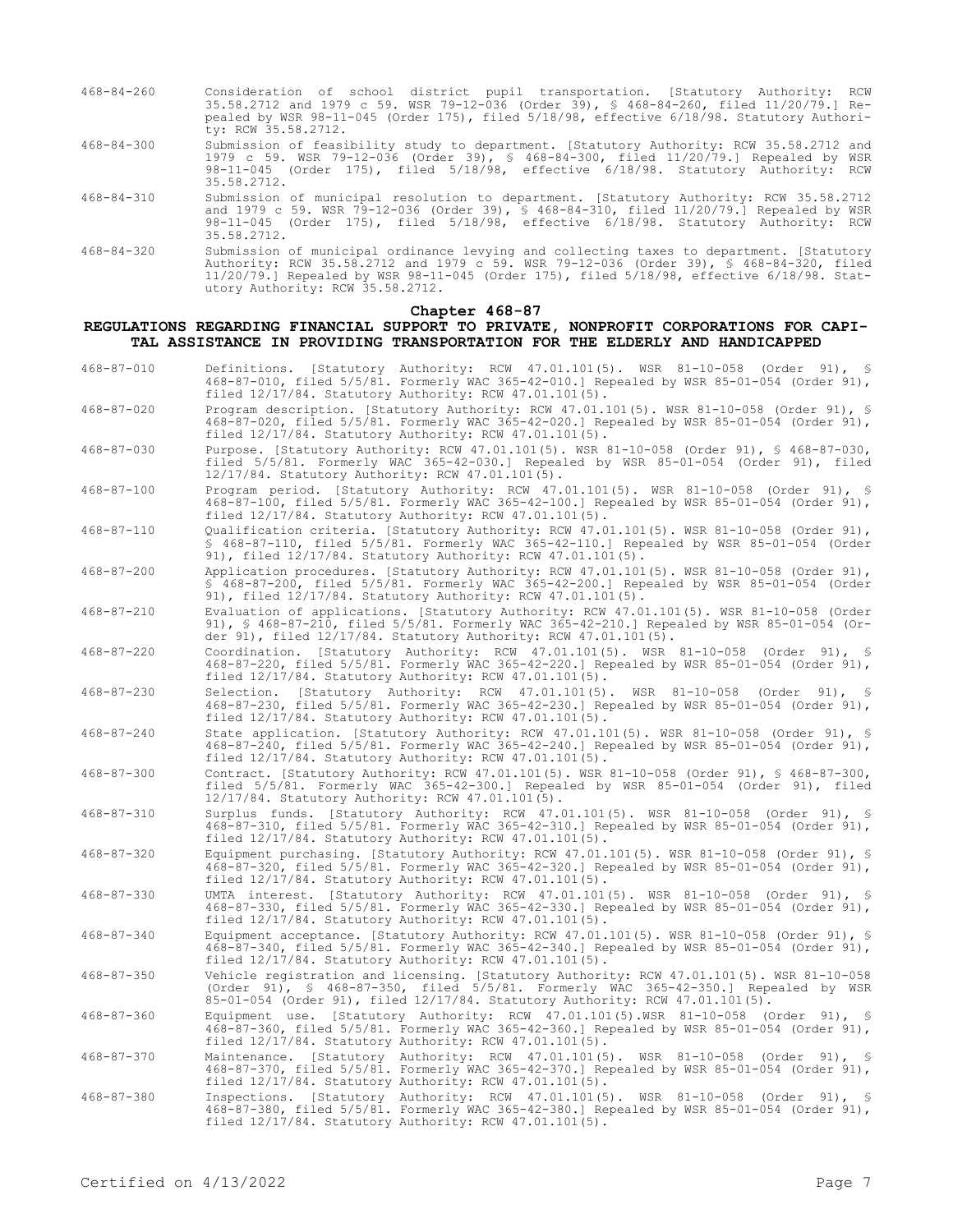468-84-260 Consideration of school district pupil transportation. [Statutory Authority: RCW 35.58.2712 and 1979 c 59. WSR 79-12-036 (Order 39), § 468-84-260, filed 11/20/79.] Repealed by WSR 98-11-045 (Order 175), filed 5/18/98, effective 6/18/98. Statutory Authority: RCW 35.58.2712.

468-84-300 Submission of feasibility study to department. [Statutory Authority: RCW 35.58.2712 and 1979 c 59. WSR 79-12-036 (Order 39), § 468-84-300, filed 11/20/79.] Repealed by WSR 98-11-045 (Order 175), filed 5/18/98, effective 6/18/98. Statutory Authority: RCW 35.58.2712.

468-84-310 Submission of municipal resolution to department. [Statutory Authority: RCW 35.58.2712 and 1979 c 59. WSR 79-12-036 (Order 39), § 468-84-310, filed 11/20/79.] Repealed by WSR 98-11-045 (Order 175), filed 5/18/98, effective 6/18/98. Statutory Authority: RCW 35.58.2712.

468-84-320 Submission of municipal ordinance levying and collecting taxes to department. [Statutory Authority: RCW 35.58.2712 and 1979 c 59. WSR 79-12-036 (Order 39), § 468-84-320, filed 11/20/79.] Repealed by WSR 98-11-045 (Order 175), filed 5/18/98, effective 6/18/98. Statutory Authority: RCW 35.58.2712.

## Chapter 468-87

## REGULATIONS REGARDING FINANCIAL SUPPORT TO PRIVATE, NONPROFIT CORPORATIONS FOR CAPITAL ASSISTANCE IN PROVIDING TRANSPORTATION FOR THE ELDERLY AND HANDICAPPED

468-87-010 Definitions. [Statutory Authority: RCW 47.01.101(5). WSR 81-10-058 (Order 91), § 468-87-010, filed 5/5/81. Formerly WAC 365-42-010.] Repealed by WSR 85-01-054 (Order 91), filed 12/17/84. Statutory Authority: RCW 47.01.101(5).

468-87-020 Program description. [Statutory Authority: RCW 47.01.101(5). WSR 81-10-058 (Order 91), § 468-87-020, filed 5/5/81. Formerly WAC 365-42-020.] Repealed by WSR 85-01-054 (Order 91), filed 12/17/84. Statutory Authority: RCW 47.01.101(5).

468-87-030 Purpose. [Statutory Authority: RCW 47.01.101(5). WSR 81-10-058 (Order 91), § 468-87-030, filed 5/5/81. Formerly WAC 365-42-030.] Repealed by WSR 85-01-054 (Order 91), filed 12/17/84. Statutory Authority: RCW 47.01.101(5).

468-87-100 Program period. [Statutory Authority: RCW 47.01.101(5). WSR 81-10-058 (Order 91), § 468-87-100, filed 5/5/81. Formerly WAC 365-42-100.] Repealed by WSR 85-01-054 (Order 91), filed 12/17/84. Statutory Authority: RCW 47.01.101(5).

468-87-110 Qualification criteria. [Statutory Authority: RCW 47.01.101(5). WSR 81-10-058 (Order 91), § 468-87-110, filed 5/5/81. Formerly WAC 365-42-110.] Repealed by WSR 85-01-054 (Order 91), filed 12/17/84. Statutory Authority: RCW 47.01.101(5).

468-87-200 Application procedures. [Statutory Authority: RCW 47.01.101(5). WSR 81-10-058 (Order 91), § 468-87-200, filed 5/5/81. Formerly WAC 365-42-200.] Repealed by WSR 85-01-054 (Order 91), filed 12/17/84. Statutory Authority: RCW 47.01.101(5).

468-87-210 Evaluation of applications. [Statutory Authority: RCW 47.01.101(5). WSR 81-10-058 (Order 91), § 468-87-210, filed 5/5/81. Formerly WAC 365-42-210.] Repealed by WSR 85-01-054 (Order 91), filed 12/17/84. Statutory Authority: RCW 47.01.101(5).

468-87-220 Coordination. [Statutory Authority: RCW 47.01.101(5). WSR 81-10-058 (Order 91), § 468-87-220, filed 5/5/81. Formerly WAC 365-42-220.] Repealed by WSR 85-01-054 (Order 91), filed 12/17/84. Statutory Authority: RCW 47.01.101(5).

468-87-230 Selection. [Statutory Authority: RCW 47.01.101(5). WSR 81-10-058 (Order 91), § 468-87-230, filed 5/5/81. Formerly WAC 365-42-230.] Repealed by WSR 85-01-054 (Order 91), filed 12/17/84. Statutory Authority: RCW 47.01.101(5).

468-87-240 State application. [Statutory Authority: RCW 47.01.101(5). WSR 81-10-058 (Order 91), § 468-87-240, filed 5/5/81. Formerly WAC 365-42-240.] Repealed by WSR 85-01-054 (Order 91), filed 12/17/84. Statutory Authority: RCW 47.01.101(5).

468-87-300 Contract. [Statutory Authority: RCW 47.01.101(5). WSR 81-10-058 (Order 91), § 468-87-300, filed 5/5/81. Formerly WAC 365-42-300.] Repealed by WSR 85-01-054 (Order 91), filed 12/17/84. Statutory Authority: RCW 47.01.101(5).

468-87-310 Surplus funds. [Statutory Authority: RCW 47.01.101(5). WSR 81-10-058 (Order 91), § 468-87-310, filed 5/5/81. Formerly WAC 365-42-310.] Repealed by WSR 85-01-054 (Order 91), filed 12/17/84. Statutory Authority: RCW 47.01.101(5).

468-87-320 Equipment purchasing. [Statutory Authority: RCW 47.01.101(5). WSR 81-10-058 (Order 91), § 468-87-320, filed 5/5/81. Formerly WAC 365-42-320.] Repealed by WSR 85-01-054 (Order 91), filed 12/17/84. Statutory Authority: RCW 47.01.101(5).

468-87-330 UMTA interest. [Statutory Authority: RCW 47.01.101(5). WSR 81-10-058 (Order 91), § 468-87-330, filed 5/5/81. Formerly WAC 365-42-330.] Repealed by WSR 85-01-054 (Order 91), filed 12/17/84. Statutory Authority: RCW 47.01.101(5).

468-87-340 Equipment acceptance. [Statutory Authority: RCW 47.01.101(5). WSR 81-10-058 (Order 91), § 468-87-340, filed 5/5/81. Formerly WAC 365-42-340.] Repealed by WSR 85-01-054 (Order 91), filed 12/17/84. Statutory Authority: RCW 47.01.101(5).

468-87-350 Vehicle registration and licensing. [Statutory Authority: RCW 47.01.101(5). WSR 81-10-058 (Order 91), § 468-87-350, filed 5/5/81. Formerly WAC 365-42-350.] Repealed by WSR 85-01-054 (Order 91), filed 12/17/84. Statutory Authority: RCW 47.01.101(5).

468-87-360 Equipment use. [Statutory Authority: RCW 47.01.101(5).WSR 81-10-058 (Order 91), § 468-87-360, filed 5/5/81. Formerly WAC 365-42-360.] Repealed by WSR 85-01-054 (Order 91), filed 12/17/84. Statutory Authority: RCW 47.01.101(5).

468-87-370 Maintenance. [Statutory Authority: RCW 47.01.101(5). WSR 81-10-058 (Order 91), § 468-87-370, filed 5/5/81. Formerly WAC 365-42-370.] Repealed by WSR 85-01-054 (Order 91), filed 12/17/84. Statutory Authority: RCW 47.01.101(5).

468-87-380 Inspections. [Statutory Authority: RCW 47.01.101(5). WSR 81-10-058 (Order 91), § 468-87-380, filed 5/5/81. Formerly WAC 365-42-380.] Repealed by WSR 85-01-054 (Order 91), filed 12/17/84. Statutory Authority: RCW 47.01.101(5).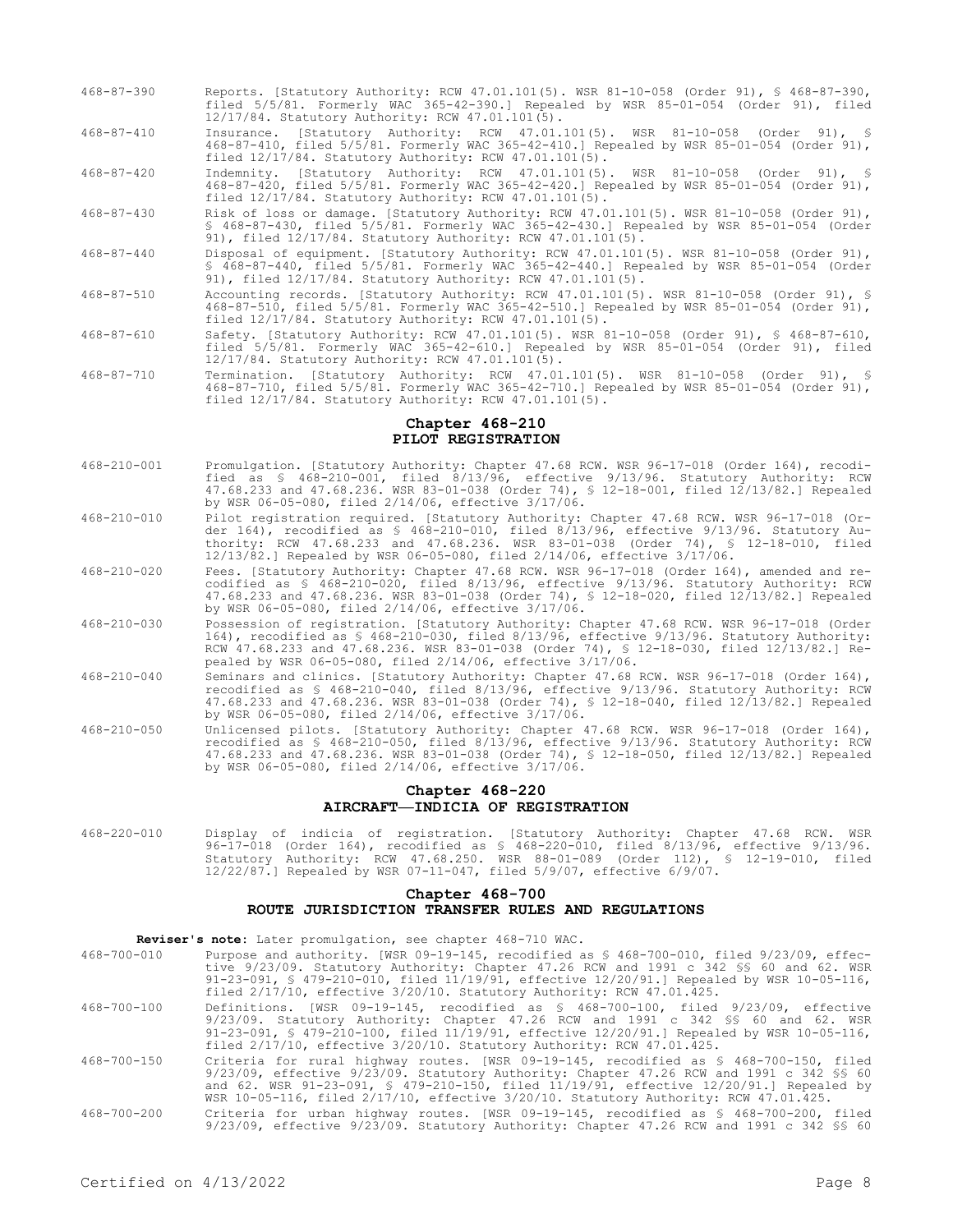468-87-390 Reports. [Statutory Authority: RCW 47.01.101(5). WSR 81-10-058 (Order 91), § 468-87-390, filed 5/5/81. Formerly WAC 365-42-390.] Repealed by WSR 85-01-054 (Order 91), filed 12/17/84. Statutory Authority: RCW 47.01.101(5).

468-87-410 Insurance. [Statutory Authority: RCW 47.01.101(5). WSR 81-10-058 (Order 91), § 468-87-410, filed 5/5/81. Formerly WAC 365-42-410.] Repealed by WSR 85-01-054 (Order 91), filed 12/17/84. Statutory Authority: RCW 47.01.101(5).

468-87-420 Indemnity. [Statutory Authority: RCW 47.01.101(5). WSR 81-10-058 (Order 91), § 468-87-420, filed 5/5/81. Formerly WAC 365-42-420.] Repealed by WSR 85-01-054 (Order 91), filed 12/17/84. Statutory Authority: RCW 47.01.101(5).

468-87-430 Risk of loss or damage. [Statutory Authority: RCW 47.01.101(5). WSR 81-10-058 (Order 91), § 468-87-430, filed 5/5/81. Formerly WAC 365-42-430.] Repealed by WSR 85-01-054 (Order 91), filed 12/17/84. Statutory Authority: RCW 47.01.101(5).

468-87-440 Disposal of equipment. [Statutory Authority: RCW 47.01.101(5). WSR 81-10-058 (Order 91), § 468-87-440, filed 5/5/81. Formerly WAC 365-42-440.] Repealed by WSR 85-01-054 (Order 91), filed 12/17/84. Statutory Authority: RCW 47.01.101(5).

468-87-510 Accounting records. [Statutory Authority: RCW 47.01.101(5). WSR 81-10-058 (Order 91), § 468-87-510, filed 5/5/81. Formerly WAC 365-42-510.] Repealed by WSR 85-01-054 (Order 91), filed 12/17/84. Statutory Authority: RCW 47.01.101(5).

468-87-610 Safety. [Statutory Authority: RCW 47.01.101(5). WSR 81-10-058 (Order 91), § 468-87-610, filed 5/5/81. Formerly WAC 365-42-610.] Repealed by WSR 85-01-054 (Order 91), filed 12/17/84. Statutory Authority: RCW 47.01.101(5).

468-87-710 Termination. [Statutory Authority: RCW 47.01.101(5). WSR 81-10-058 (Order 91), § 468-87-710, filed 5/5/81. Formerly WAC 365-42-710.] Repealed by WSR 85-01-054 (Order 91), filed 12/17/84. Statutory Authority: RCW 47.01.101(5).

## Chapter 468-210
## PILOT REGISTRATION

468-210-001 Promulgation. [Statutory Authority: Chapter 47.68 RCW. WSR 96-17-018 (Order 164), recodified as § 468-210-001, filed 8/13/96, effective 9/13/96. Statutory Authority: RCW 47.68.233 and 47.68.236. WSR 83-01-038 (Order 74), § 12-18-001, filed 12/13/82.] Repealed by WSR 06-05-080, filed 2/14/06, effective 3/17/06.

468-210-010 Pilot registration required. [Statutory Authority: Chapter 47.68 RCW. WSR 96-17-018 (Order 164), recodified as § 468-210-010, filed 8/13/96, effective 9/13/96. Statutory Authority: RCW 47.68.233 and 47.68.236. WSR 83-01-038 (Order 74), § 12-18-010, filed 12/13/82.] Repealed by WSR 06-05-080, filed 2/14/06, effective 3/17/06.

468-210-020 Fees. [Statutory Authority: Chapter 47.68 RCW. WSR 96-17-018 (Order 164), amended and recodified as § 468-210-020, filed 8/13/96, effective 9/13/96. Statutory Authority: RCW 47.68.233 and 47.68.236. WSR 83-01-038 (Order 74), § 12-18-020, filed 12/13/82.] Repealed by WSR 06-05-080, filed 2/14/06, effective 3/17/06.

468-210-030 Possession of registration. [Statutory Authority: Chapter 47.68 RCW. WSR 96-17-018 (Order 164), recodified as § 468-210-030, filed 8/13/96, effective 9/13/96. Statutory Authority: RCW 47.68.233 and 47.68.236. WSR 83-01-038 (Order 74), § 12-18-030, filed 12/13/82.] Repealed by WSR 06-05-080, filed 2/14/06, effective 3/17/06.

468-210-040 Seminars and clinics. [Statutory Authority: Chapter 47.68 RCW. WSR 96-17-018 (Order 164), recodified as § 468-210-040, filed 8/13/96, effective 9/13/96. Statutory Authority: RCW 47.68.233 and 47.68.236. WSR 83-01-038 (Order 74), § 12-18-040, filed 12/13/82.] Repealed by WSR 06-05-080, filed 2/14/06, effective 3/17/06.

468-210-050 Unlicensed pilots. [Statutory Authority: Chapter 47.68 RCW. WSR 96-17-018 (Order 164), recodified as § 468-210-050, filed 8/13/96, effective 9/13/96. Statutory Authority: RCW 47.68.233 and 47.68.236. WSR 83-01-038 (Order 74), § 12-18-050, filed 12/13/82.] Repealed by WSR 06-05-080, filed 2/14/06, effective 3/17/06.

## Chapter 468-220
## AIRCRAFT—INDICIA OF REGISTRATION

468-220-010 Display of indicia of registration. [Statutory Authority: Chapter 47.68 RCW. WSR 96-17-018 (Order 164), recodified as § 468-220-010, filed 8/13/96, effective 9/13/96. Statutory Authority: RCW 47.68.250. WSR 88-01-089 (Order 112), § 12-19-010, filed 12/22/87.] Repealed by WSR 07-11-047, filed 5/9/07, effective 6/9/07.

## Chapter 468-700
## ROUTE JURISDICTION TRANSFER RULES AND REGULATIONS

**Reviser's note:** Later promulgation, see chapter 468-710 WAC.

468-700-010 Purpose and authority. [WSR 09-19-145, recodified as § 468-700-010, filed 9/23/09, effective 9/23/09. Statutory Authority: Chapter 47.26 RCW and 1991 c 342 §§ 60 and 62. WSR 91-23-091, § 479-210-010, filed 11/19/91, effective 12/20/91.] Repealed by WSR 10-05-116, filed 2/17/10, effective 3/20/10. Statutory Authority: RCW 47.01.425.

468-700-100 Definitions. [WSR 09-19-145, recodified as § 468-700-100, filed 9/23/09, effective 9/23/09. Statutory Authority: Chapter 47.26 RCW and 1991 c 342 §§ 60 and 62. WSR 91-23-091, § 479-210-100, filed 11/19/91, effective 12/20/91.] Repealed by WSR 10-05-116, filed 2/17/10, effective 3/20/10. Statutory Authority: RCW 47.01.425.

468-700-150 Criteria for rural highway routes. [WSR 09-19-145, recodified as § 468-700-150, filed 9/23/09, effective 9/23/09. Statutory Authority: Chapter 47.26 RCW and 1991 c 342 §§ 60 and 62. WSR 91-23-091, § 479-210-150, filed 11/19/91, effective 12/20/91.] Repealed by WSR 10-05-116, filed 2/17/10, effective 3/20/10. Statutory Authority: RCW 47.01.425.

468-700-200 Criteria for urban highway routes. [WSR 09-19-145, recodified as § 468-700-200, filed 9/23/09, effective 9/23/09. Statutory Authority: Chapter 47.26 RCW and 1991 c 342 §§ 60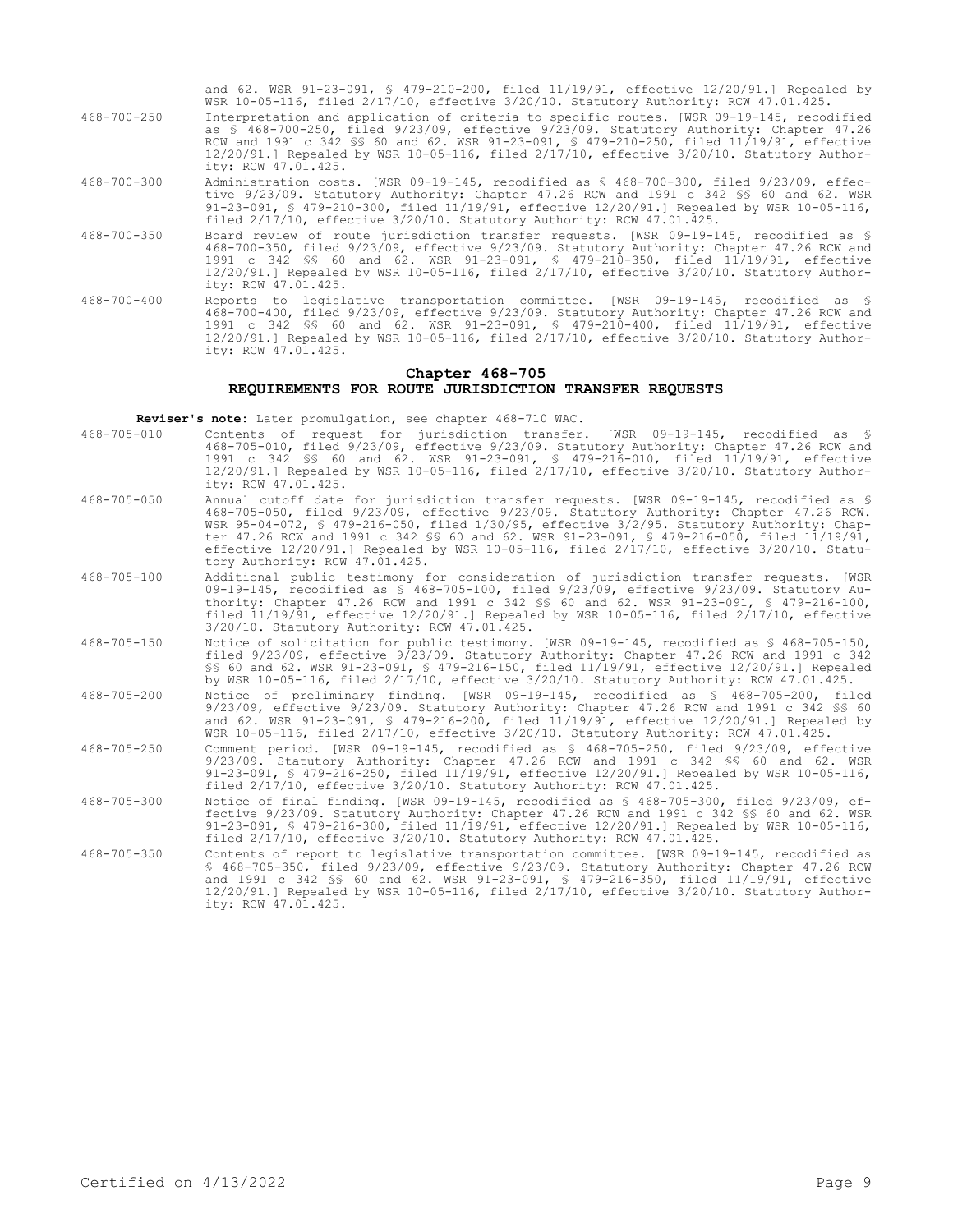and 62. WSR 91-23-091, § 479-210-200, filed 11/19/91, effective 12/20/91.] Repealed by WSR 10-05-116, filed 2/17/10, effective 3/20/10. Statutory Authority: RCW 47.01.425.

468-700-250 Interpretation and application of criteria to specific routes. [WSR 09-19-145, recodified as § 468-700-250, filed 9/23/09, effective 9/23/09. Statutory Authority: Chapter 47.26 RCW and 1991 c 342 §§ 60 and 62. WSR 91-23-091, § 479-210-250, filed 11/19/91, effective 12/20/91.] Repealed by WSR 10-05-116, filed 2/17/10, effective 3/20/10. Statutory Authority: RCW 47.01.425.

468-700-300 Administration costs. [WSR 09-19-145, recodified as § 468-700-300, filed 9/23/09, effective 9/23/09. Statutory Authority: Chapter 47.26 RCW and 1991 c 342 §§ 60 and 62. WSR 91-23-091, § 479-210-300, filed 11/19/91, effective 12/20/91.] Repealed by WSR 10-05-116, filed 2/17/10, effective 3/20/10. Statutory Authority: RCW 47.01.425.

468-700-350 Board review of route jurisdiction transfer requests. [WSR 09-19-145, recodified as § 468-700-350, filed 9/23/09, effective 9/23/09. Statutory Authority: Chapter 47.26 RCW and 1991 c 342 §§ 60 and 62. WSR 91-23-091, § 479-210-350, filed 11/19/91, effective 12/20/91.] Repealed by WSR 10-05-116, filed 2/17/10, effective 3/20/10. Statutory Authority: RCW 47.01.425.

468-700-400 Reports to legislative transportation committee. [WSR 09-19-145, recodified as § 468-700-400, filed 9/23/09, effective 9/23/09. Statutory Authority: Chapter 47.26 RCW and 1991 c 342 §§ 60 and 62. WSR 91-23-091, § 479-210-400, filed 11/19/91, effective 12/20/91.] Repealed by WSR 10-05-116, filed 2/17/10, effective 3/20/10. Statutory Authority: RCW 47.01.425.

## Chapter 468-705
## REQUIREMENTS FOR ROUTE JURISDICTION TRANSFER REQUESTS

**Reviser's note:** Later promulgation, see chapter 468-710 WAC.

468-705-010 Contents of request for jurisdiction transfer. [WSR 09-19-145, recodified as § 468-705-010, filed 9/23/09, effective 9/23/09. Statutory Authority: Chapter 47.26 RCW and 1991 c 342 §§ 60 and 62. WSR 91-23-091, § 479-216-010, filed 11/19/91, effective 12/20/91.] Repealed by WSR 10-05-116, filed 2/17/10, effective 3/20/10. Statutory Authority: RCW 47.01.425.

468-705-050 Annual cutoff date for jurisdiction transfer requests. [WSR 09-19-145, recodified as § 468-705-050, filed 9/23/09, effective 9/23/09. Statutory Authority: Chapter 47.26 RCW. WSR 95-04-072, § 479-216-050, filed 1/30/95, effective 3/2/95. Statutory Authority: Chapter 47.26 RCW and 1991 c 342 §§ 60 and 62. WSR 91-23-091, § 479-216-050, filed 11/19/91, effective 12/20/91.] Repealed by WSR 10-05-116, filed 2/17/10, effective 3/20/10. Statutory Authority: RCW 47.01.425.

468-705-100 Additional public testimony for consideration of jurisdiction transfer requests. [WSR 09-19-145, recodified as § 468-705-100, filed 9/23/09, effective 9/23/09. Statutory Authority: Chapter 47.26 RCW and 1991 c 342 §§ 60 and 62. WSR 91-23-091, § 479-216-100, filed 11/19/91, effective 12/20/91.] Repealed by WSR 10-05-116, filed 2/17/10, effective 3/20/10. Statutory Authority: RCW 47.01.425.

468-705-150 Notice of solicitation for public testimony. [WSR 09-19-145, recodified as § 468-705-150, filed 9/23/09, effective 9/23/09. Statutory Authority: Chapter 47.26 RCW and 1991 c 342 §§ 60 and 62. WSR 91-23-091, § 479-216-150, filed 11/19/91, effective 12/20/91.] Repealed by WSR 10-05-116, filed 2/17/10, effective 3/20/10. Statutory Authority: RCW 47.01.425.

468-705-200 Notice of preliminary finding. [WSR 09-19-145, recodified as § 468-705-200, filed 9/23/09, effective 9/23/09. Statutory Authority: Chapter 47.26 RCW and 1991 c 342 §§ 60 and 62. WSR 91-23-091, § 479-216-200, filed 11/19/91, effective 12/20/91.] Repealed by WSR 10-05-116, filed 2/17/10, effective 3/20/10. Statutory Authority: RCW 47.01.425.

468-705-250 Comment period. [WSR 09-19-145, recodified as § 468-705-250, filed 9/23/09, effective 9/23/09. Statutory Authority: Chapter 47.26 RCW and 1991 c 342 §§ 60 and 62. WSR 91-23-091, § 479-216-250, filed 11/19/91, effective 12/20/91.] Repealed by WSR 10-05-116, filed 2/17/10, effective 3/20/10. Statutory Authority: RCW 47.01.425.

468-705-300 Notice of final finding. [WSR 09-19-145, recodified as § 468-705-300, filed 9/23/09, effective 9/23/09. Statutory Authority: Chapter 47.26 RCW and 1991 c 342 §§ 60 and 62. WSR 91-23-091, § 479-216-300, filed 11/19/91, effective 12/20/91.] Repealed by WSR 10-05-116, filed 2/17/10, effective 3/20/10. Statutory Authority: RCW 47.01.425.

468-705-350 Contents of report to legislative transportation committee. [WSR 09-19-145, recodified as § 468-705-350, filed 9/23/09, effective 9/23/09. Statutory Authority: Chapter 47.26 RCW and 1991 c 342 §§ 60 and 62. WSR 91-23-091, § 479-216-350, filed 11/19/91, effective 12/20/91.] Repealed by WSR 10-05-116, filed 2/17/10, effective 3/20/10. Statutory Authority: RCW 47.01.425.